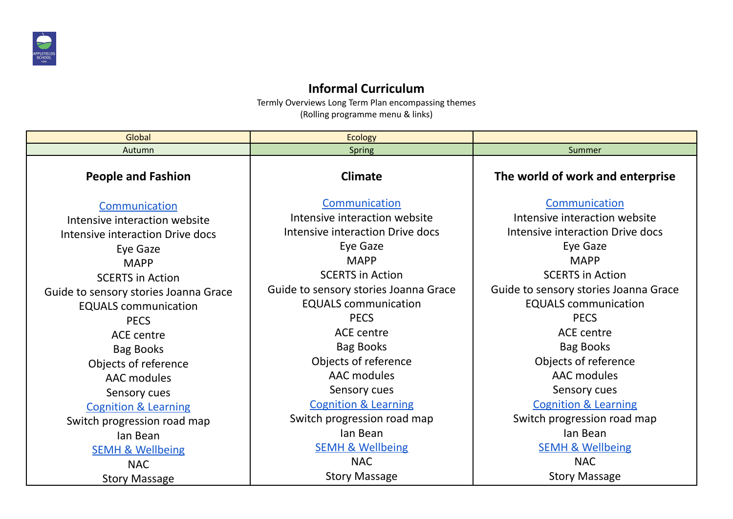# Informal Curriculum

Termly Overviews Long Term Plan encompassing themes
(Rolling programme menu & links)

| Global | Ecology | |
|---|---|---|
| Autumn | Spring | Summer |
| **People and Fashion**<br><br>Communication<br>Intensive interaction website<br>Intensive interaction Drive docs<br>Eye Gaze<br>MAPP<br>SCERTS in Action<br>Guide to sensory stories Joanna Grace<br>EQUALS communication<br>PECS<br>ACE centre<br>Bag Books<br>Objects of reference<br>AAC modules<br>Sensory cues<br>Cognition & Learning<br>Switch progression road map<br>Ian Bean<br>SEMH & Wellbeing<br>NAC<br>Story Massage | **Climate**<br><br>Communication<br>Intensive interaction website<br>Intensive interaction Drive docs<br>Eye Gaze<br>MAPP<br>SCERTS in Action<br>Guide to sensory stories Joanna Grace<br>EQUALS communication<br>PECS<br>ACE centre<br>Bag Books<br>Objects of reference<br>AAC modules<br>Sensory cues<br>Cognition & Learning<br>Switch progression road map<br>Ian Bean<br>SEMH & Wellbeing<br>NAC<br>Story Massage | **The world of work and enterprise**<br><br>Communication<br>Intensive interaction website<br>Intensive interaction Drive docs<br>Eye Gaze<br>MAPP<br>SCERTS in Action<br>Guide to sensory stories Joanna Grace<br>EQUALS communication<br>PECS<br>ACE centre<br>Bag Books<br>Objects of reference<br>AAC modules<br>Sensory cues<br>Cognition & Learning<br>Switch progression road map<br>Ian Bean<br>SEMH & Wellbeing<br>NAC<br>Story Massage |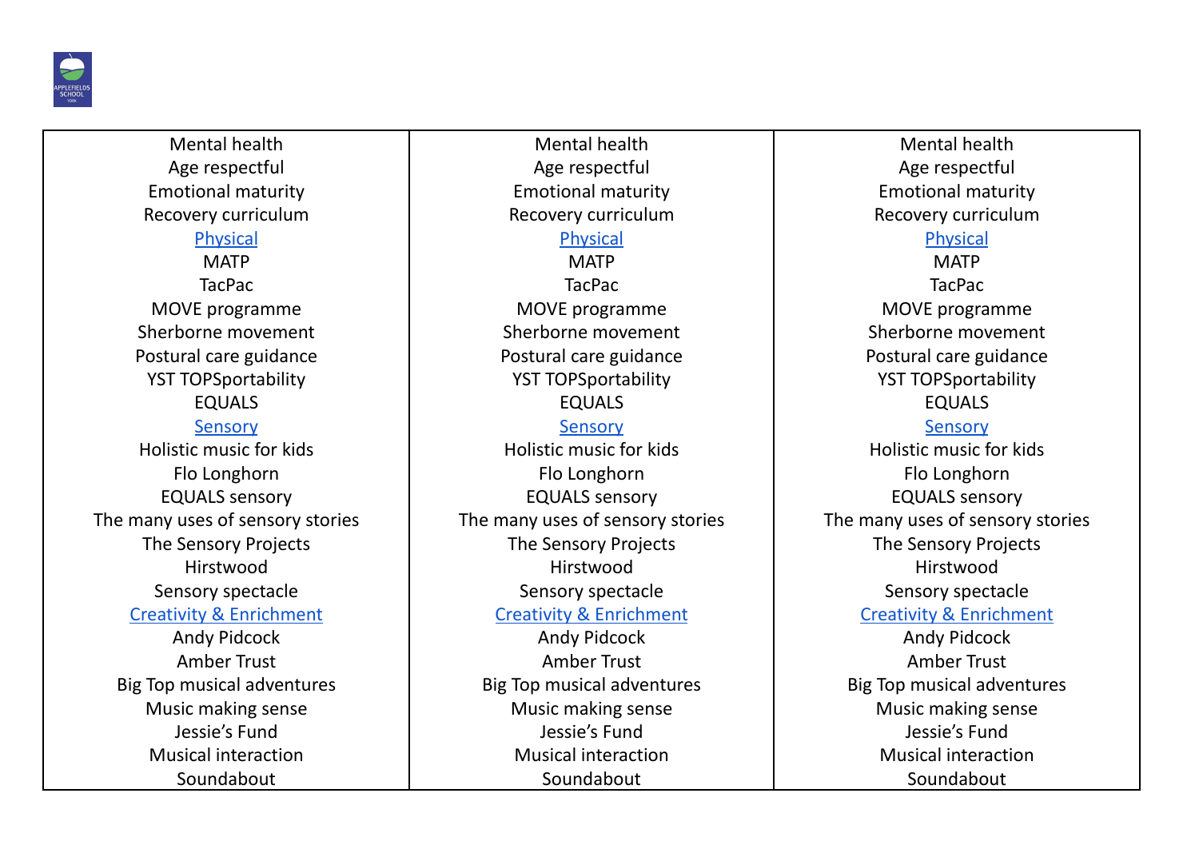| | | |
|---|---|---|
| Mental health<br>Age respectful<br>Emotional maturity<br>Recovery curriculum<br>Physical<br>MATP<br>TacPac<br>MOVE programme<br>Sherborne movement<br>Postural care guidance<br>YST TOPSportability<br>EQUALS<br>Sensory<br>Holistic music for kids<br>Flo Longhorn<br>EQUALS sensory<br>The many uses of sensory stories<br>The Sensory Projects<br>Hirstwood<br>Sensory spectacle<br>Creativity & Enrichment<br>Andy Pidcock<br>Amber Trust<br>Big Top musical adventures<br>Music making sense<br>Jessie's Fund<br>Musical interaction<br>Soundabout | Mental health<br>Age respectful<br>Emotional maturity<br>Recovery curriculum<br>Physical<br>MATP<br>TacPac<br>MOVE programme<br>Sherborne movement<br>Postural care guidance<br>YST TOPSportability<br>EQUALS<br>Sensory<br>Holistic music for kids<br>Flo Longhorn<br>EQUALS sensory<br>The many uses of sensory stories<br>The Sensory Projects<br>Hirstwood<br>Sensory spectacle<br>Creativity & Enrichment<br>Andy Pidcock<br>Amber Trust<br>Big Top musical adventures<br>Music making sense<br>Jessie's Fund<br>Musical interaction<br>Soundabout | Mental health<br>Age respectful<br>Emotional maturity<br>Recovery curriculum<br>Physical<br>MATP<br>TacPac<br>MOVE programme<br>Sherborne movement<br>Postural care guidance<br>YST TOPSportability<br>EQUALS<br>Sensory<br>Holistic music for kids<br>Flo Longhorn<br>EQUALS sensory<br>The many uses of sensory stories<br>The Sensory Projects<br>Hirstwood<br>Sensory spectacle<br>Creativity & Enrichment<br>Andy Pidcock<br>Amber Trust<br>Big Top musical adventures<br>Music making sense<br>Jessie's Fund<br>Musical interaction<br>Soundabout |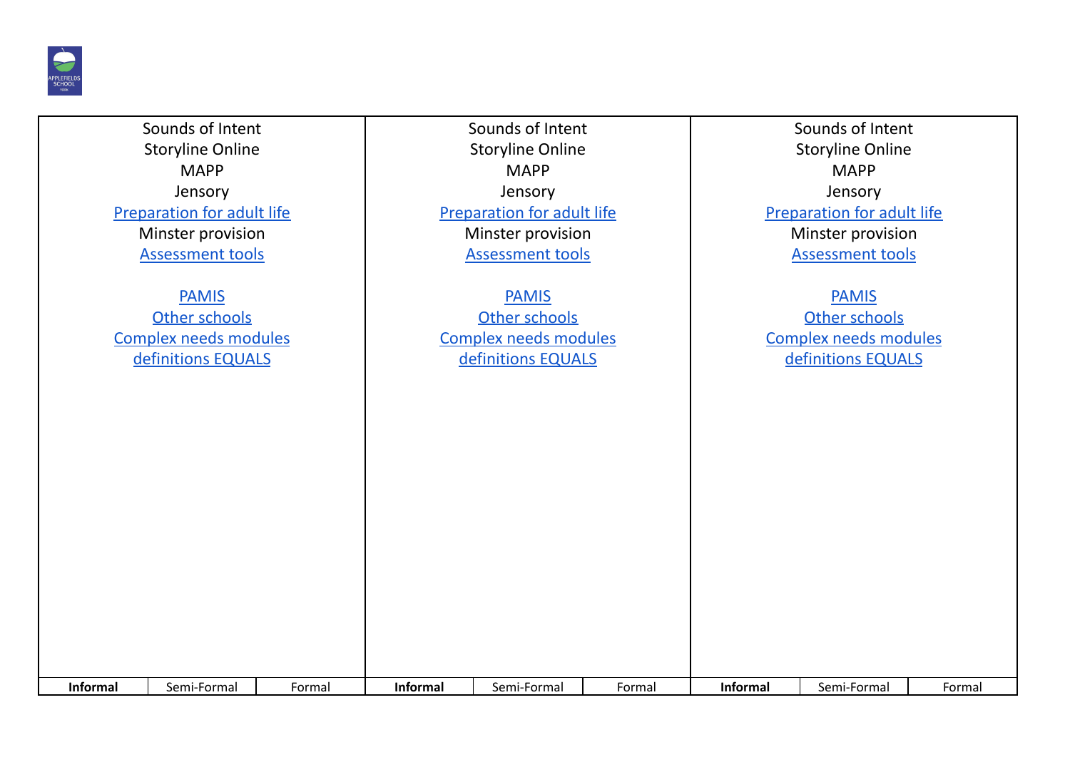| | | |
|---|---|---|
| Sounds of Intent<br>Storyline Online<br>MAPP<br>Jensory<br>Preparation for adult life<br>Minster provision<br>Assessment tools<br><br>PAMIS<br>Other schools<br>Complex needs modules<br>definitions EQUALS | Sounds of Intent<br>Storyline Online<br>MAPP<br>Jensory<br>Preparation for adult life<br>Minster provision<br>Assessment tools<br><br>PAMIS<br>Other schools<br>Complex needs modules<br>definitions EQUALS | Sounds of Intent<br>Storyline Online<br>MAPP<br>Jensory<br>Preparation for adult life<br>Minster provision<br>Assessment tools<br><br>PAMIS<br>Other schools<br>Complex needs modules<br>definitions EQUALS |

| | | | | | | | | |
|---|---|---|---|---|---|---|---|---|
| **Informal** | Semi-Formal | Formal | **Informal** | Semi-Formal | Formal | **Informal** | Semi-Formal | Formal |